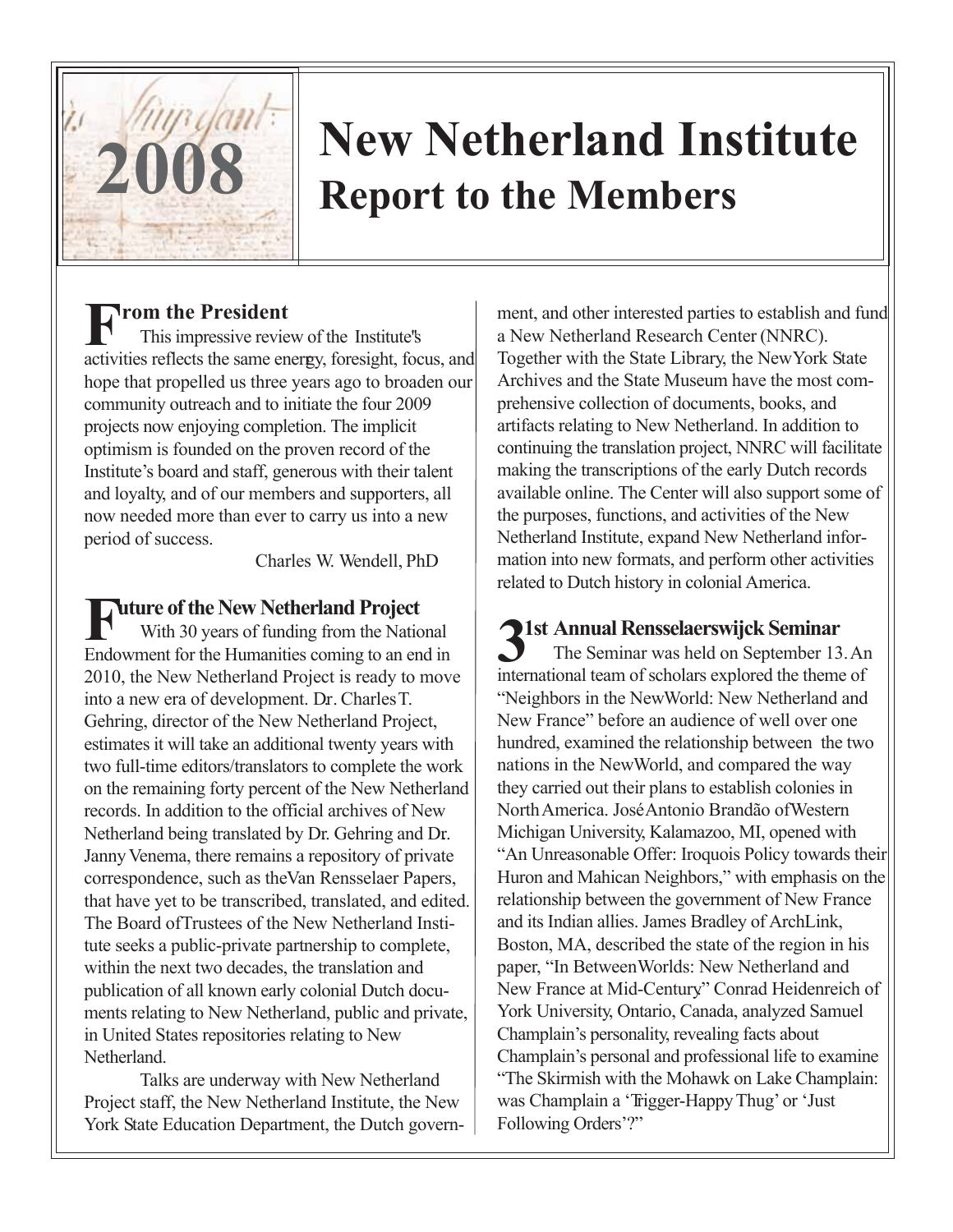# 2008

# New Netherland Institute

## Report to the Members

### From the President

This impressive review of the Institute's activities reflects the same energy, foresight, focus, and hope that propelled us three years ago to broaden our community outreach and to initiate the four 2009 projects now enjoying completion. The implicit optimism is founded on the proven record of the Institute's board and staff, generous with their talent and loyalty, and of our members and supporters, all now needed more than ever to carry us into a new period of success.

Charles W. Wendell, PhD

### Future of the New Netherland Project

With 30 years of funding from the National Endowment for the Humanities coming to an end in 2010, the New Netherland Project is ready to move into a new era of development. Dr. Charles T. Gehring, director of the New Netherland Project, estimates it will take an additional twenty years with two full-time editors/translators to complete the work on the remaining forty percent of the New Netherland records. In addition to the official archives of New Netherland being translated by Dr. Gehring and Dr. Janny Venema, there remains a repository of private correspondence, such as the Van Rensselaer Papers, that have yet to be transcribed, translated, and edited. The Board of Trustees of the New Netherland Institute seeks a public-private partnership to complete, within the next two decades, the translation and publication of all known early colonial Dutch documents relating to New Netherland, public and private, in United States repositories relating to New Netherland.

Talks are underway with New Netherland Project staff, the New Netherland Institute, the New York State Education Department, the Dutch government, and other interested parties to establish and fund a New Netherland Research Center (NNRC). Together with the State Library, the New York State Archives and the State Museum have the most comprehensive collection of documents, books, and artifacts relating to New Netherland. In addition to continuing the translation project, NNRC will facilitate making the transcriptions of the early Dutch records available online. The Center will also support some of the purposes, functions, and activities of the New Netherland Institute, expand New Netherland information into new formats, and perform other activities related to Dutch history in colonial America.

### 31st Annual Rensselaerswijck Seminar

The Seminar was held on September 13. An international team of scholars explored the theme of "Neighbors in the New World: New Netherland and New France" before an audience of well over one hundred, examined the relationship between the two nations in the New World, and compared the way they carried out their plans to establish colonies in North America. José Antonio Brandão of Western Michigan University, Kalamazoo, MI, opened with "An Unreasonable Offer: Iroquois Policy towards their Huron and Mahican Neighbors," with emphasis on the relationship between the government of New France and its Indian allies. James Bradley of ArchLink, Boston, MA, described the state of the region in his paper, "In Between Worlds: New Netherland and New France at Mid-Century." Conrad Heidenreich of York University, Ontario, Canada, analyzed Samuel Champlain's personality, revealing facts about Champlain's personal and professional life to examine "The Skirmish with the Mohawk on Lake Champlain: was Champlain a 'Trigger-Happy Thug' or 'Just Following Orders'?"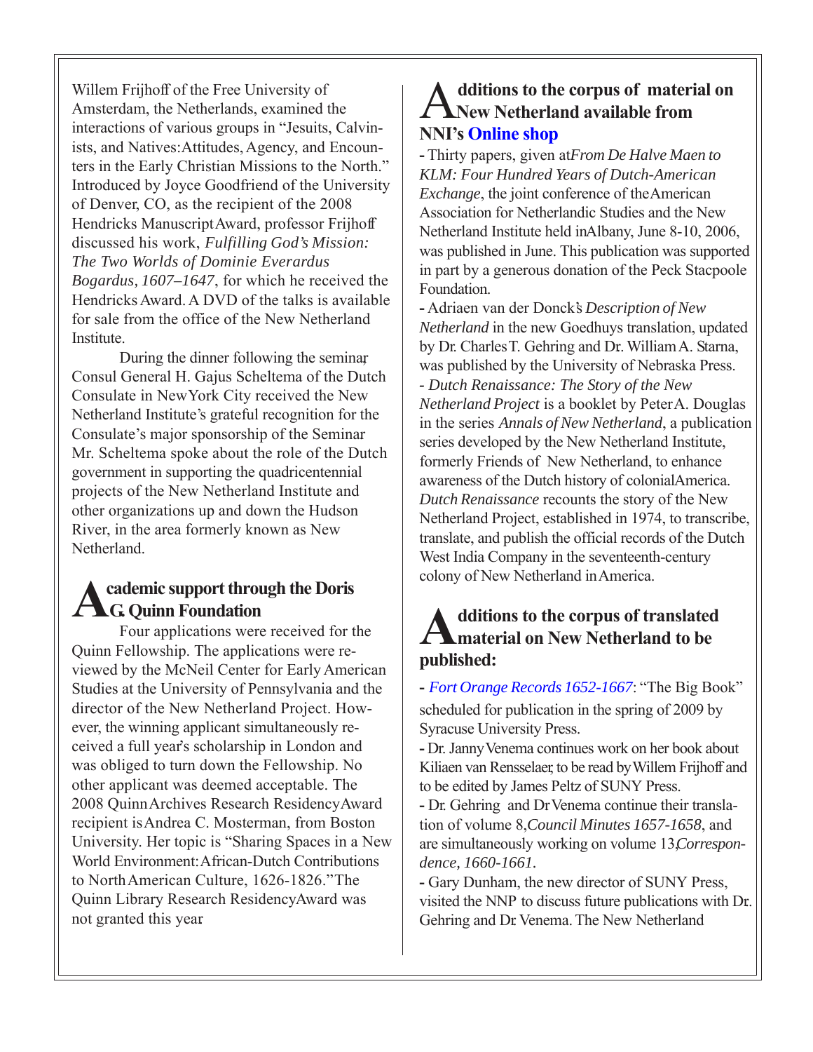Willem Frijhoff of the Free University of Amsterdam, the Netherlands, examined the interactions of various groups in "Jesuits, Calvinists, and Natives: Attitudes, Agency, and Encounters in the Early Christian Missions to the North." Introduced by Joyce Goodfriend of the University of Denver, CO, as the recipient of the 2008 Hendricks Manuscript Award, professor Frijhoff discussed his work, *Fulfilling God's Mission: The Two Worlds of Dominie Everardus Bogardus, 1607–1647*, for which he received the Hendricks Award. A DVD of the talks is available for sale from the office of the New Netherland Institute.

During the dinner following the seminar, Consul General H. Gajus Scheltema of the Dutch Consulate in New York City received the New Netherland Institute's grateful recognition for the Consulate's major sponsorship of the Seminar. Mr. Scheltema spoke about the role of the Dutch government in supporting the quadricentennial projects of the New Netherland Institute and other organizations up and down the Hudson River, in the area formerly known as New Netherland.

## Academic support through the Doris G. Quinn Foundation

Four applications were received for the Quinn Fellowship. The applications were reviewed by the McNeil Center for Early American Studies at the University of Pennsylvania and the director of the New Netherland Project. However, the winning applicant simultaneously received a full year's scholarship in London and was obliged to turn down the Fellowship. No other applicant was deemed acceptable. The 2008 Quinn Archives Research Residency Award recipient is Andrea C. Mosterman, from Boston University. Her topic is "Sharing Spaces in a New World Environment: African-Dutch Contributions to North American Culture, 1626-1826." The Quinn Library Research Residency Award was not granted this year.

## Additions to the corpus of material on New Netherland available from NNI's Online shop

- Thirty papers, given at *From De Halve Maen to KLM: Four Hundred Years of Dutch-American Exchange*, the joint conference of the American Association for Netherlandic Studies and the New Netherland Institute held in Albany, June 8-10, 2006, was published in June. This publication was supported in part by a generous donation of the Peck Stacpoole Foundation.
- Adriaen van der Donck's *Description of New Netherland* in the new Goedhuys translation, updated by Dr. Charles T. Gehring and Dr. William A. Starna, was published by the University of Nebraska Press.
- *Dutch Renaissance: The Story of the New Netherland Project* is a booklet by Peter A. Douglas in the series *Annals of New Netherland*, a publication series developed by the New Netherland Institute, formerly Friends of New Netherland, to enhance awareness of the Dutch history of colonial America. *Dutch Renaissance* recounts the story of the New Netherland Project, established in 1974, to transcribe, translate, and publish the official records of the Dutch West India Company in the seventeenth-century colony of New Netherland in America.

## Additions to the corpus of translated material on New Netherland to be published:

- *Fort Orange Records 1652-1667*: "The Big Book" scheduled for publication in the spring of 2009 by Syracuse University Press.
- Dr. Janny Venema continues work on her book about Kiliaen van Rensselaer, to be read by Willem Frijhoff and to be edited by James Peltz of SUNY Press.
- Dr. Gehring and Dr Venema continue their translation of volume 8, *Council Minutes 1657-1658*, and are simultaneously working on volume 13, *Correspondence, 1660-1661*.
- Gary Dunham, the new director of SUNY Press, visited the NNP to discuss future publications with Dr. Gehring and Dr. Venema. The New Netherland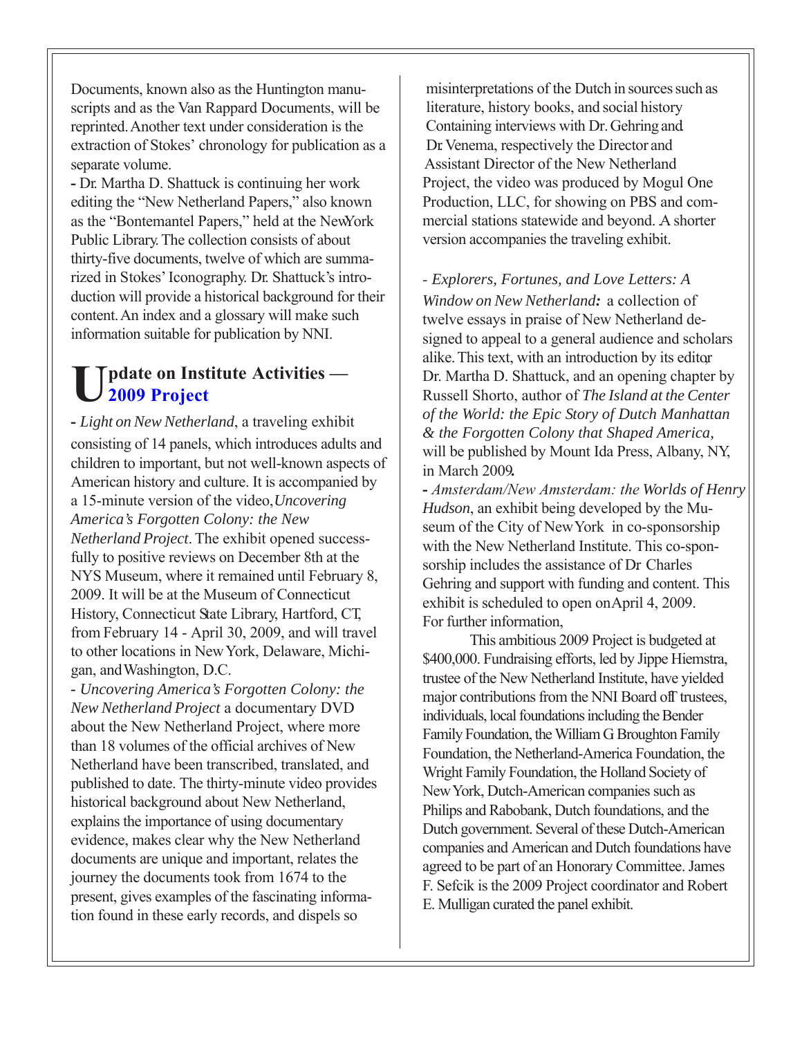Documents, known also as the Huntington manuscripts and as the Van Rappard Documents, will be reprinted. Another text under consideration is the extraction of Stokes' chronology for publication as a separate volume.

- Dr. Martha D. Shattuck is continuing her work editing the "New Netherland Papers," also known as the "Bontemantel Papers," held at the New York Public Library. The collection consists of about thirty-five documents, twelve of which are summarized in Stokes' Iconography. Dr. Shattuck's introduction will provide a historical background for their content. An index and a glossary will make such information suitable for publication by NNI.

## Update on Institute Activities — 2009 Project

- *Light on New Netherland*, a traveling exhibit consisting of 14 panels, which introduces adults and children to important, but not well-known aspects of American history and culture. It is accompanied by a 15-minute version of the video, *Uncovering America's Forgotten Colony: the New Netherland Project*. The exhibit opened successfully to positive reviews on December 8th at the NYS Museum, where it remained until February 8, 2009. It will be at the Museum of Connecticut History, Connecticut State Library, Hartford, CT, from February 14 - April 30, 2009, and will travel to other locations in New York, Delaware, Michigan, and Washington, D.C.

- *Uncovering America's Forgotten Colony: the New Netherland Project* a documentary DVD about the New Netherland Project, where more than 18 volumes of the official archives of New Netherland have been transcribed, translated, and published to date. The thirty-minute video provides historical background about New Netherland, explains the importance of using documentary evidence, makes clear why the New Netherland documents are unique and important, relates the journey the documents took from 1674 to the present, gives examples of the fascinating information found in these early records, and dispels so misinterpretations of the Dutch in sources such as literature, history books, and social history Containing interviews with Dr. Gehring and Dr. Venema, respectively the Director and Assistant Director of the New Netherland Project, the video was produced by Mogul One Production, LLC, for showing on PBS and commercial stations statewide and beyond. A shorter version accompanies the traveling exhibit.

- *Explorers, Fortunes, and Love Letters: A Window on New Netherland:* a collection of twelve essays in praise of New Netherland designed to appeal to a general audience and scholars alike. This text, with an introduction by its editor, Dr. Martha D. Shattuck, and an opening chapter by Russell Shorto, author of *The Island at the Center of the World: the Epic Story of Dutch Manhattan & the Forgotten Colony that Shaped America,* will be published by Mount Ida Press, Albany, NY, in March 2009.

- *Amsterdam/New Amsterdam: the Worlds of Henry Hudson*, an exhibit being developed by the Museum of the City of New York in co-sponsorship with the New Netherland Institute. This co-sponsorship includes the assistance of Dr Charles Gehring and support with funding and content. This exhibit is scheduled to open on April 4, 2009. For further information,

This ambitious 2009 Project is budgeted at $400,000. Fundraising efforts, led by Jippe Hiemstra, trustee of the New Netherland Institute, have yielded major contributions from the NNI Board off trustees, individuals, local foundations including the Bender Family Foundation, the William G Broughton Family Foundation, the Netherland-America Foundation, the Wright Family Foundation, the Holland Society of New York, Dutch-American companies such as Philips and Rabobank, Dutch foundations, and the Dutch government. Several of these Dutch-American companies and American and Dutch foundations have agreed to be part of an Honorary Committee. James F. Sefcik is the 2009 Project coordinator and Robert E. Mulligan curated the panel exhibit.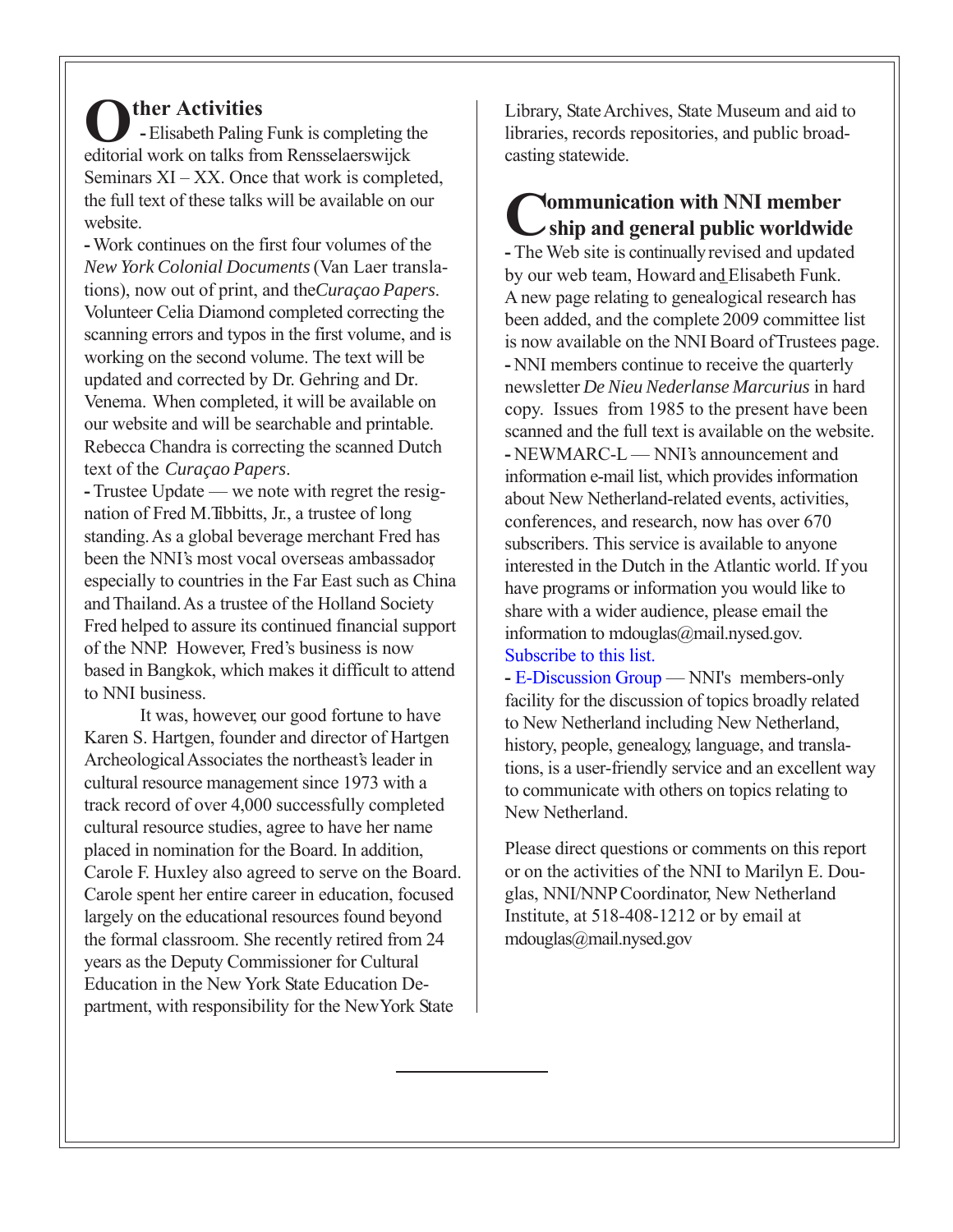## Other Activities

**-** Elisabeth Paling Funk is completing the editorial work on talks from Rensselaerswijck Seminars XI – XX. Once that work is completed, the full text of these talks will be available on our website.

**-** Work continues on the first four volumes of the *New York Colonial Documents* (Van Laer translations), now out of print, and the *Curaçao Papers*. Volunteer Celia Diamond completed correcting the scanning errors and typos in the first volume, and is working on the second volume. The text will be updated and corrected by Dr. Gehring and Dr. Venema. When completed, it will be available on our website and will be searchable and printable. Rebecca Chandra is correcting the scanned Dutch text of the *Curaçao Papers*.

**-** Trustee Update — we note with regret the resignation of Fred M. Tibbitts, Jr., a trustee of long standing. As a global beverage merchant Fred has been the NNI's most vocal overseas ambassador, especially to countries in the Far East such as China and Thailand. As a trustee of the Holland Society Fred helped to assure its continued financial support of the NNP. However, Fred's business is now based in Bangkok, which makes it difficult to attend to NNI business.

It was, however, our good fortune to have Karen S. Hartgen, founder and director of Hartgen Archeological Associates the northeast's leader in cultural resource management since 1973 with a track record of over 4,000 successfully completed cultural resource studies, agree to have her name placed in nomination for the Board. In addition, Carole F. Huxley also agreed to serve on the Board. Carole spent her entire career in education, focused largely on the educational resources found beyond the formal classroom. She recently retired from 24 years as the Deputy Commissioner for Cultural Education in the New York State Education Department, with responsibility for the New York State Library, State Archives, State Museum and aid to libraries, records repositories, and public broadcasting statewide.

## Communication with NNI membership and general public worldwide

**-** The Web site is continually revised and updated by our web team, Howard and Elisabeth Funk. A new page relating to genealogical research has been added, and the complete 2009 committee list is now available on the NNI Board of Trustees page.

**-** NNI members continue to receive the quarterly newsletter *De Nieu Nederlanse Marcurius* in hard copy. Issues from 1985 to the present have been scanned and the full text is available on the website.

**-** NEWMARC-L — NNI's announcement and information e-mail list, which provides information about New Netherland-related events, activities, conferences, and research, now has over 670 subscribers. This service is available to anyone interested in the Dutch in the Atlantic world. If you have programs or information you would like to share with a wider audience, please email the information to mdouglas@mail.nysed.gov. Subscribe to this list.

**-** E-Discussion Group — NNI's members-only facility for the discussion of topics broadly related to New Netherland including New Netherland, history, people, genealogy, language, and translations, is a user-friendly service and an excellent way to communicate with others on topics relating to New Netherland.

Please direct questions or comments on this report or on the activities of the NNI to Marilyn E. Douglas, NNI/NNP Coordinator, New Netherland Institute, at 518-408-1212 or by email at mdouglas@mail.nysed.gov